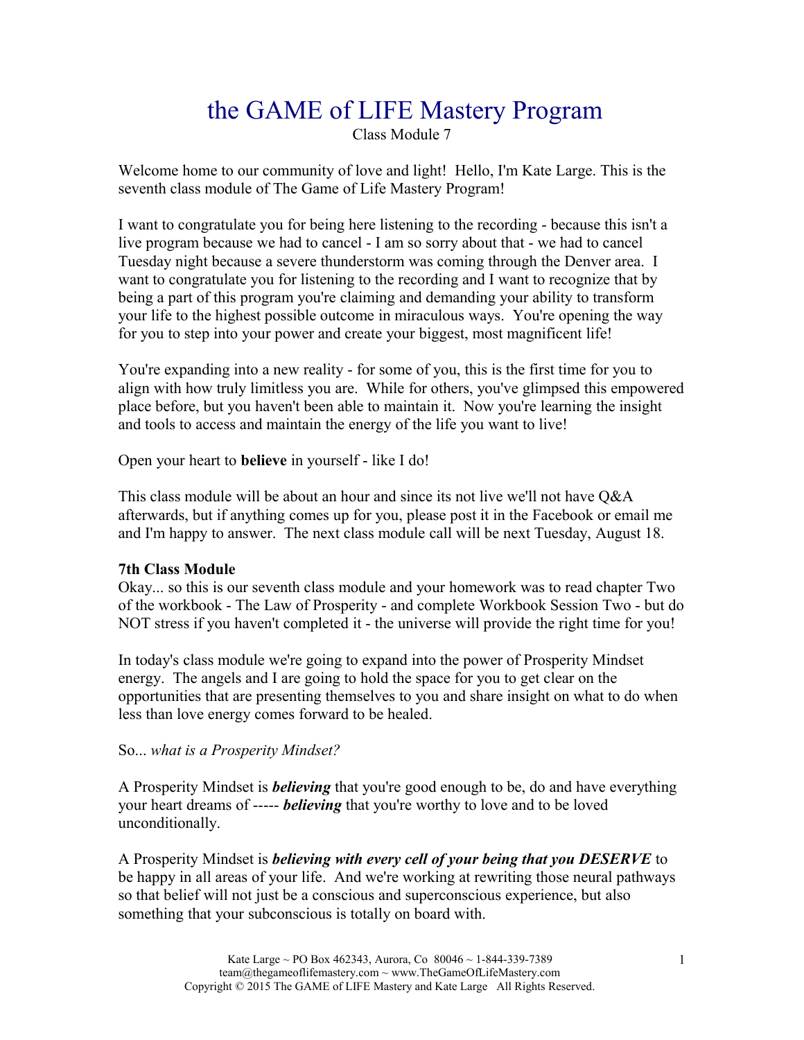# the GAME of LIFE Mastery Program

Class Module 7

Welcome home to our community of love and light! Hello, I'm Kate Large. This is the seventh class module of The Game of Life Mastery Program!

I want to congratulate you for being here listening to the recording - because this isn't a live program because we had to cancel - I am so sorry about that - we had to cancel Tuesday night because a severe thunderstorm was coming through the Denver area. I want to congratulate you for listening to the recording and I want to recognize that by being a part of this program you're claiming and demanding your ability to transform your life to the highest possible outcome in miraculous ways. You're opening the way for you to step into your power and create your biggest, most magnificent life!

You're expanding into a new reality - for some of you, this is the first time for you to align with how truly limitless you are. While for others, you've glimpsed this empowered place before, but you haven't been able to maintain it. Now you're learning the insight and tools to access and maintain the energy of the life you want to live!

Open your heart to **believe** in yourself - like I do!

This class module will be about an hour and since its not live we'll not have Q&A afterwards, but if anything comes up for you, please post it in the Facebook or email me and I'm happy to answer. The next class module call will be next Tuesday, August 18.

**7th Class Module**

Okay... so this is our seventh class module and your homework was to read chapter Two of the workbook - The Law of Prosperity - and complete Workbook Session Two - but do NOT stress if you haven't completed it - the universe will provide the right time for you!

In today's class module we're going to expand into the power of Prosperity Mindset energy. The angels and I are going to hold the space for you to get clear on the opportunities that are presenting themselves to you and share insight on what to do when less than love energy comes forward to be healed.

So... *what is a Prosperity Mindset?*

A Prosperity Mindset is ***believing*** that you're good enough to be, do and have everything your heart dreams of ----- ***believing*** that you're worthy to love and to be loved unconditionally.

A Prosperity Mindset is ***believing with every cell of your being that you DESERVE*** to be happy in all areas of your life. And we're working at rewriting those neural pathways so that belief will not just be a conscious and superconscious experience, but also something that your subconscious is totally on board with.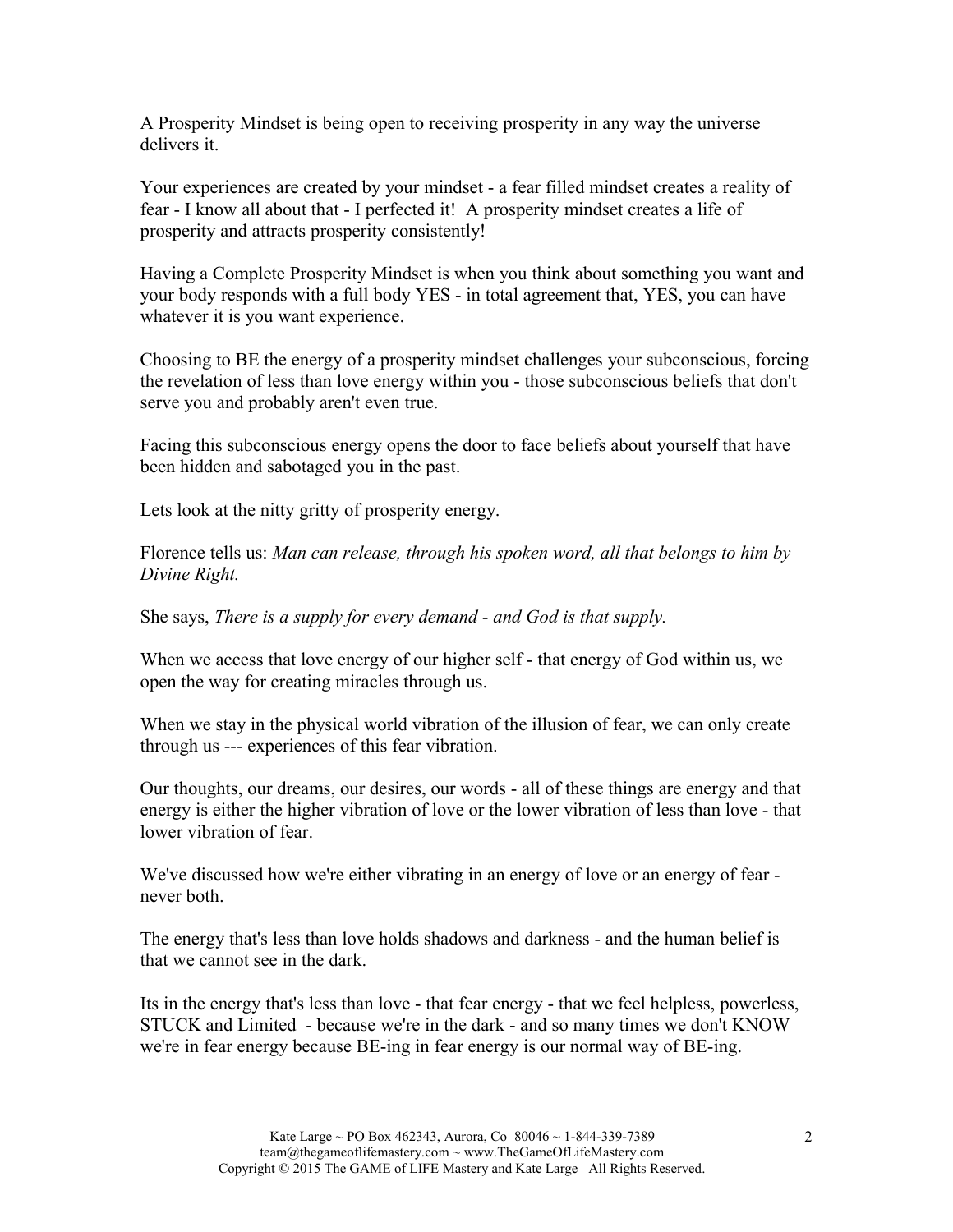A Prosperity Mindset is being open to receiving prosperity in any way the universe delivers it.

Your experiences are created by your mindset - a fear filled mindset creates a reality of fear - I know all about that - I perfected it! A prosperity mindset creates a life of prosperity and attracts prosperity consistently!

Having a Complete Prosperity Mindset is when you think about something you want and your body responds with a full body YES - in total agreement that, YES, you can have whatever it is you want experience.

Choosing to BE the energy of a prosperity mindset challenges your subconscious, forcing the revelation of less than love energy within you - those subconscious beliefs that don't serve you and probably aren't even true.

Facing this subconscious energy opens the door to face beliefs about yourself that have been hidden and sabotaged you in the past.

Lets look at the nitty gritty of prosperity energy.

Florence tells us: *Man can release, through his spoken word, all that belongs to him by Divine Right.*

She says, *There is a supply for every demand - and God is that supply.*

When we access that love energy of our higher self - that energy of God within us, we open the way for creating miracles through us.

When we stay in the physical world vibration of the illusion of fear, we can only create through us --- experiences of this fear vibration.

Our thoughts, our dreams, our desires, our words - all of these things are energy and that energy is either the higher vibration of love or the lower vibration of less than love - that lower vibration of fear.

We've discussed how we're either vibrating in an energy of love or an energy of fear - never both.

The energy that's less than love holds shadows and darkness - and the human belief is that we cannot see in the dark.

Its in the energy that's less than love - that fear energy - that we feel helpless, powerless, STUCK and Limited - because we're in the dark - and so many times we don't KNOW we're in fear energy because BE-ing in fear energy is our normal way of BE-ing.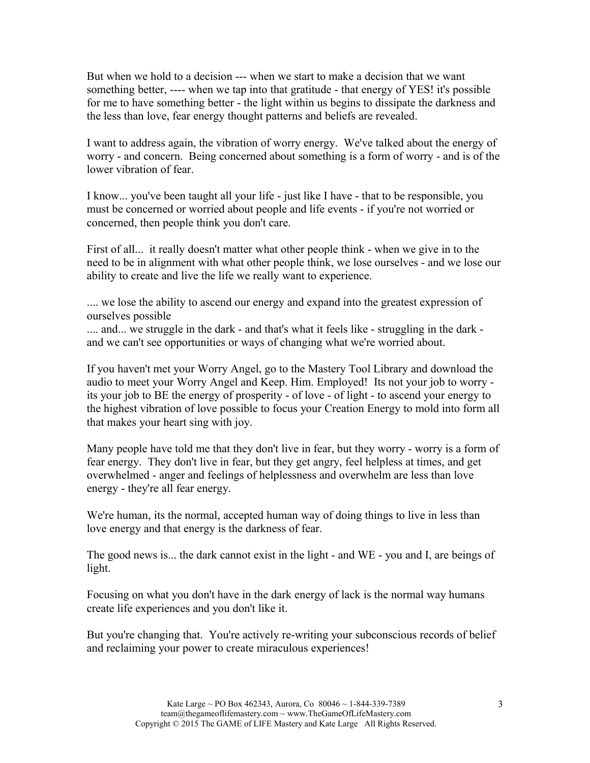But when we hold to a decision --- when we start to make a decision that we want something better, ---- when we tap into that gratitude - that energy of YES! it's possible for me to have something better - the light within us begins to dissipate the darkness and the less than love, fear energy thought patterns and beliefs are revealed.

I want to address again, the vibration of worry energy. We've talked about the energy of worry - and concern. Being concerned about something is a form of worry - and is of the lower vibration of fear.

I know... you've been taught all your life - just like I have - that to be responsible, you must be concerned or worried about people and life events - if you're not worried or concerned, then people think you don't care.

First of all... it really doesn't matter what other people think - when we give in to the need to be in alignment with what other people think, we lose ourselves - and we lose our ability to create and live the life we really want to experience.

.... we lose the ability to ascend our energy and expand into the greatest expression of ourselves possible
.... and... we struggle in the dark - and that's what it feels like - struggling in the dark - and we can't see opportunities or ways of changing what we're worried about.

If you haven't met your Worry Angel, go to the Mastery Tool Library and download the audio to meet your Worry Angel and Keep. Him. Employed! Its not your job to worry - its your job to BE the energy of prosperity - of love - of light - to ascend your energy to the highest vibration of love possible to focus your Creation Energy to mold into form all that makes your heart sing with joy.

Many people have told me that they don't live in fear, but they worry - worry is a form of fear energy. They don't live in fear, but they get angry, feel helpless at times, and get overwhelmed - anger and feelings of helplessness and overwhelm are less than love energy - they're all fear energy.

We're human, its the normal, accepted human way of doing things to live in less than love energy and that energy is the darkness of fear.

The good news is... the dark cannot exist in the light - and WE - you and I, are beings of light.

Focusing on what you don't have in the dark energy of lack is the normal way humans create life experiences and you don't like it.

But you're changing that. You're actively re-writing your subconscious records of belief and reclaiming your power to create miraculous experiences!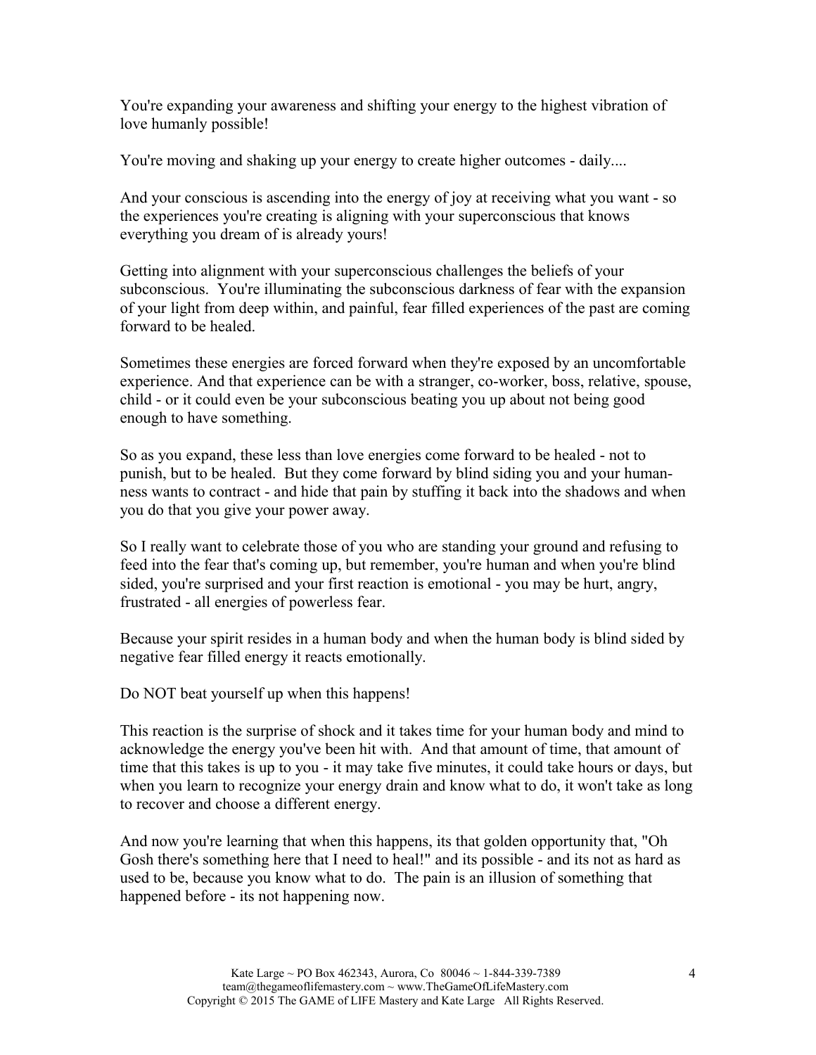You're expanding your awareness and shifting your energy to the highest vibration of love humanly possible!

You're moving and shaking up your energy to create higher outcomes - daily....

And your conscious is ascending into the energy of joy at receiving what you want - so the experiences you're creating is aligning with your superconscious that knows everything you dream of is already yours!

Getting into alignment with your superconscious challenges the beliefs of your subconscious.  You're illuminating the subconscious darkness of fear with the expansion of your light from deep within, and painful, fear filled experiences of the past are coming forward to be healed.

Sometimes these energies are forced forward when they're exposed by an uncomfortable experience. And that experience can be with a stranger, co-worker, boss, relative, spouse, child - or it could even be your subconscious beating you up about not being good enough to have something.

So as you expand, these less than love energies come forward to be healed - not to punish, but to be healed.  But they come forward by blind siding you and your human-ness wants to contract - and hide that pain by stuffing it back into the shadows and when you do that you give your power away.

So I really want to celebrate those of you who are standing your ground and refusing to feed into the fear that's coming up, but remember, you're human and when you're blind sided, you're surprised and your first reaction is emotional - you may be hurt, angry, frustrated - all energies of powerless fear.

Because your spirit resides in a human body and when the human body is blind sided by negative fear filled energy it reacts emotionally.

Do NOT beat yourself up when this happens!

This reaction is the surprise of shock and it takes time for your human body and mind to acknowledge the energy you've been hit with.  And that amount of time, that amount of time that this takes is up to you - it may take five minutes, it could take hours or days, but when you learn to recognize your energy drain and know what to do, it won't take as long to recover and choose a different energy.

And now you're learning that when this happens, its that golden opportunity that, "Oh Gosh there's something here that I need to heal!" and its possible - and its not as hard as used to be, because you know what to do.  The pain is an illusion of something that happened before - its not happening now.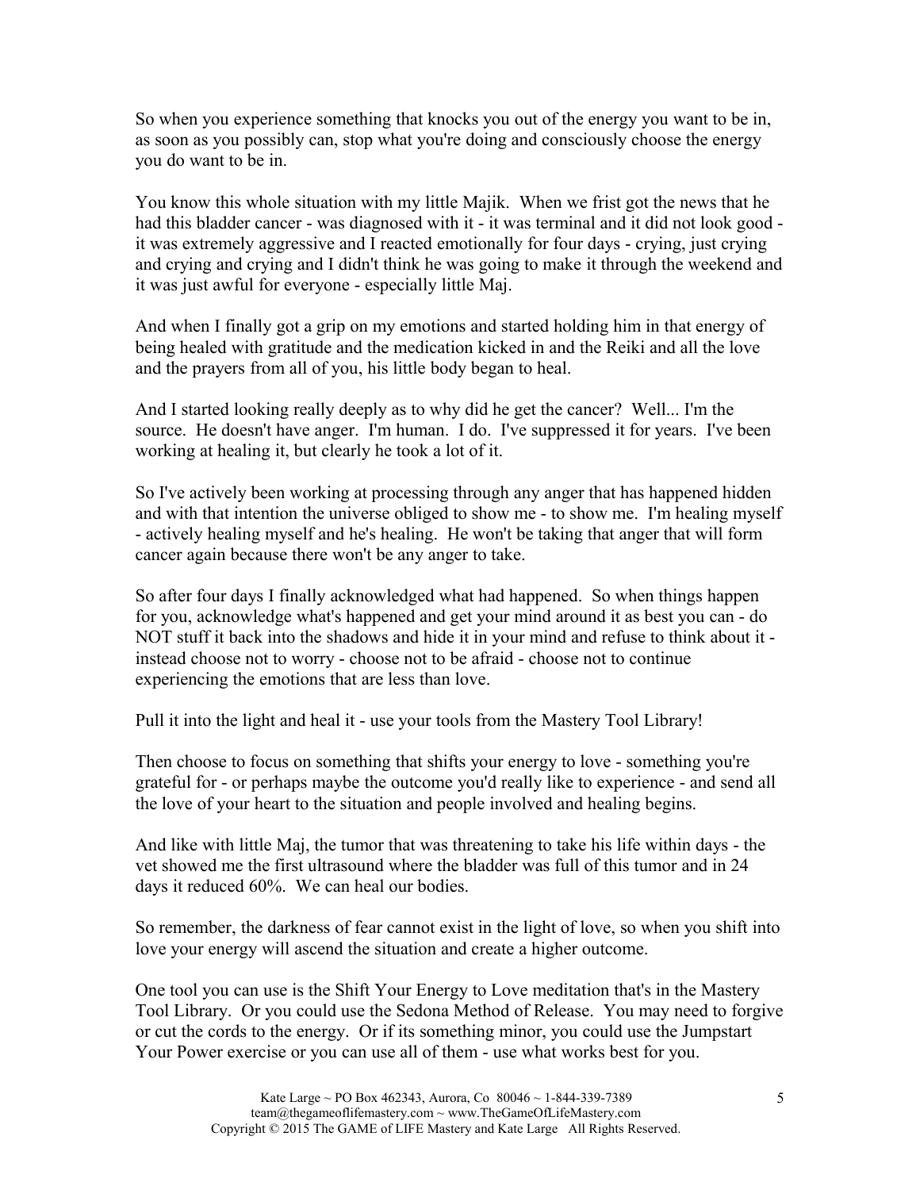So when you experience something that knocks you out of the energy you want to be in, as soon as you possibly can, stop what you're doing and consciously choose the energy you do want to be in.

You know this whole situation with my little Majik. When we frist got the news that he had this bladder cancer - was diagnosed with it - it was terminal and it did not look good - it was extremely aggressive and I reacted emotionally for four days - crying, just crying and crying and crying and I didn't think he was going to make it through the weekend and it was just awful for everyone - especially little Maj.

And when I finally got a grip on my emotions and started holding him in that energy of being healed with gratitude and the medication kicked in and the Reiki and all the love and the prayers from all of you, his little body began to heal.

And I started looking really deeply as to why did he get the cancer? Well... I'm the source. He doesn't have anger. I'm human. I do. I've suppressed it for years. I've been working at healing it, but clearly he took a lot of it.

So I've actively been working at processing through any anger that has happened hidden and with that intention the universe obliged to show me - to show me. I'm healing myself - actively healing myself and he's healing. He won't be taking that anger that will form cancer again because there won't be any anger to take.

So after four days I finally acknowledged what had happened. So when things happen for you, acknowledge what's happened and get your mind around it as best you can - do NOT stuff it back into the shadows and hide it in your mind and refuse to think about it - instead choose not to worry - choose not to be afraid - choose not to continue experiencing the emotions that are less than love.

Pull it into the light and heal it - use your tools from the Mastery Tool Library!

Then choose to focus on something that shifts your energy to love - something you're grateful for - or perhaps maybe the outcome you'd really like to experience - and send all the love of your heart to the situation and people involved and healing begins.

And like with little Maj, the tumor that was threatening to take his life within days - the vet showed me the first ultrasound where the bladder was full of this tumor and in 24 days it reduced 60%. We can heal our bodies.

So remember, the darkness of fear cannot exist in the light of love, so when you shift into love your energy will ascend the situation and create a higher outcome.

One tool you can use is the Shift Your Energy to Love meditation that's in the Mastery Tool Library. Or you could use the Sedona Method of Release. You may need to forgive or cut the cords to the energy. Or if its something minor, you could use the Jumpstart Your Power exercise or you can use all of them - use what works best for you.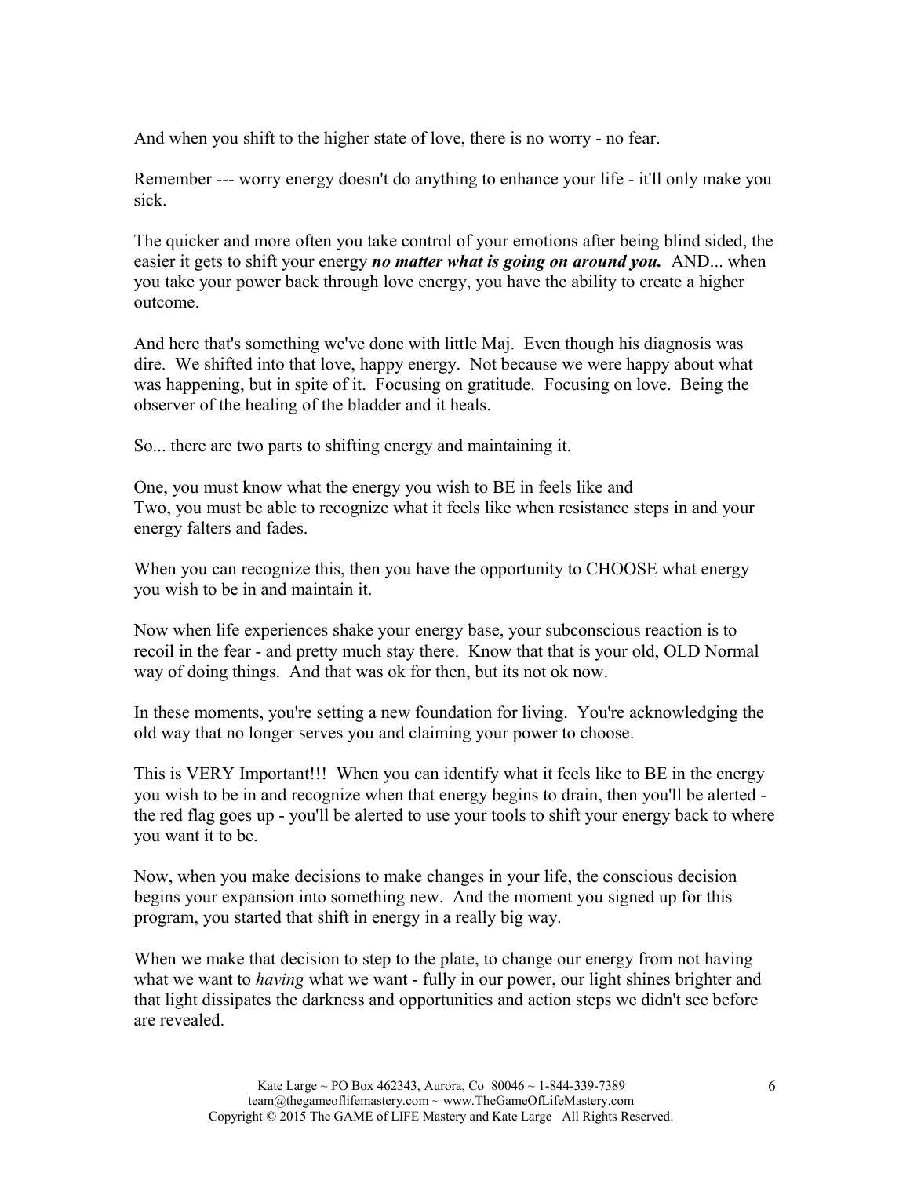And when you shift to the higher state of love, there is no worry - no fear.

Remember --- worry energy doesn't do anything to enhance your life - it'll only make you sick.

The quicker and more often you take control of your emotions after being blind sided, the easier it gets to shift your energy ***no matter what is going on around you.*** AND... when you take your power back through love energy, you have the ability to create a higher outcome.

And here that's something we've done with little Maj. Even though his diagnosis was dire. We shifted into that love, happy energy. Not because we were happy about what was happening, but in spite of it. Focusing on gratitude. Focusing on love. Being the observer of the healing of the bladder and it heals.

So... there are two parts to shifting energy and maintaining it.

One, you must know what the energy you wish to BE in feels like and
Two, you must be able to recognize what it feels like when resistance steps in and your energy falters and fades.

When you can recognize this, then you have the opportunity to CHOOSE what energy you wish to be in and maintain it.

Now when life experiences shake your energy base, your subconscious reaction is to recoil in the fear - and pretty much stay there. Know that that is your old, OLD Normal way of doing things. And that was ok for then, but its not ok now.

In these moments, you're setting a new foundation for living. You're acknowledging the old way that no longer serves you and claiming your power to choose.

This is VERY Important!!! When you can identify what it feels like to BE in the energy you wish to be in and recognize when that energy begins to drain, then you'll be alerted - the red flag goes up - you'll be alerted to use your tools to shift your energy back to where you want it to be.

Now, when you make decisions to make changes in your life, the conscious decision begins your expansion into something new. And the moment you signed up for this program, you started that shift in energy in a really big way.

When we make that decision to step to the plate, to change our energy from not having what we want to *having* what we want - fully in our power, our light shines brighter and that light dissipates the darkness and opportunities and action steps we didn't see before are revealed.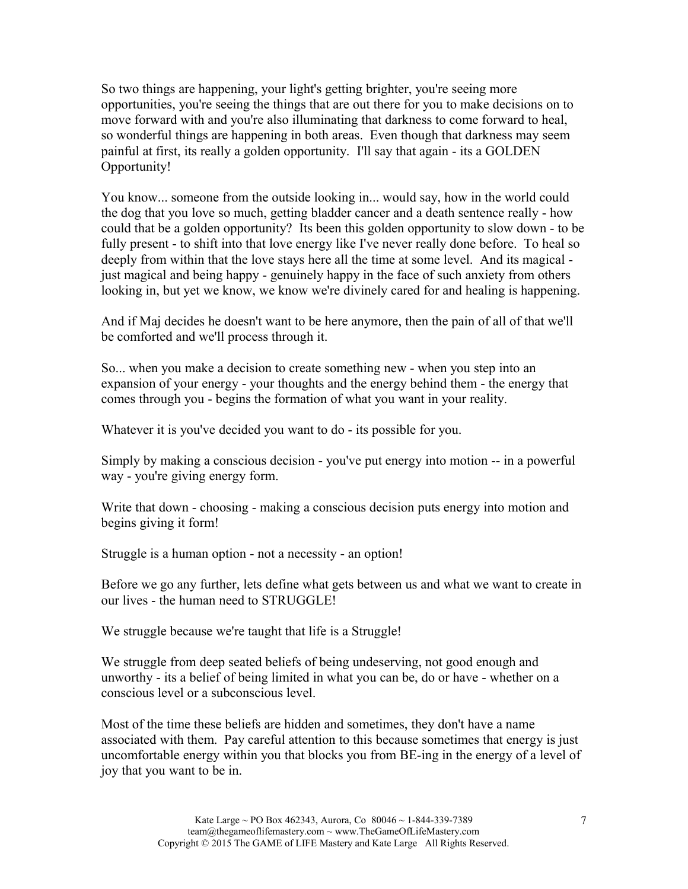So two things are happening, your light's getting brighter, you're seeing more opportunities, you're seeing the things that are out there for you to make decisions on to move forward with and you're also illuminating that darkness to come forward to heal, so wonderful things are happening in both areas. Even though that darkness may seem painful at first, its really a golden opportunity. I'll say that again - its a GOLDEN Opportunity!

You know... someone from the outside looking in... would say, how in the world could the dog that you love so much, getting bladder cancer and a death sentence really - how could that be a golden opportunity? Its been this golden opportunity to slow down - to be fully present - to shift into that love energy like I've never really done before. To heal so deeply from within that the love stays here all the time at some level. And its magical - just magical and being happy - genuinely happy in the face of such anxiety from others looking in, but yet we know, we know we're divinely cared for and healing is happening.

And if Maj decides he doesn't want to be here anymore, then the pain of all of that we'll be comforted and we'll process through it.

So... when you make a decision to create something new - when you step into an expansion of your energy - your thoughts and the energy behind them - the energy that comes through you - begins the formation of what you want in your reality.

Whatever it is you've decided you want to do - its possible for you.

Simply by making a conscious decision - you've put energy into motion -- in a powerful way - you're giving energy form.

Write that down - choosing - making a conscious decision puts energy into motion and begins giving it form!

Struggle is a human option - not a necessity - an option!

Before we go any further, lets define what gets between us and what we want to create in our lives - the human need to STRUGGLE!

We struggle because we're taught that life is a Struggle!

We struggle from deep seated beliefs of being undeserving, not good enough and unworthy - its a belief of being limited in what you can be, do or have - whether on a conscious level or a subconscious level.

Most of the time these beliefs are hidden and sometimes, they don't have a name associated with them. Pay careful attention to this because sometimes that energy is just uncomfortable energy within you that blocks you from BE-ing in the energy of a level of joy that you want to be in.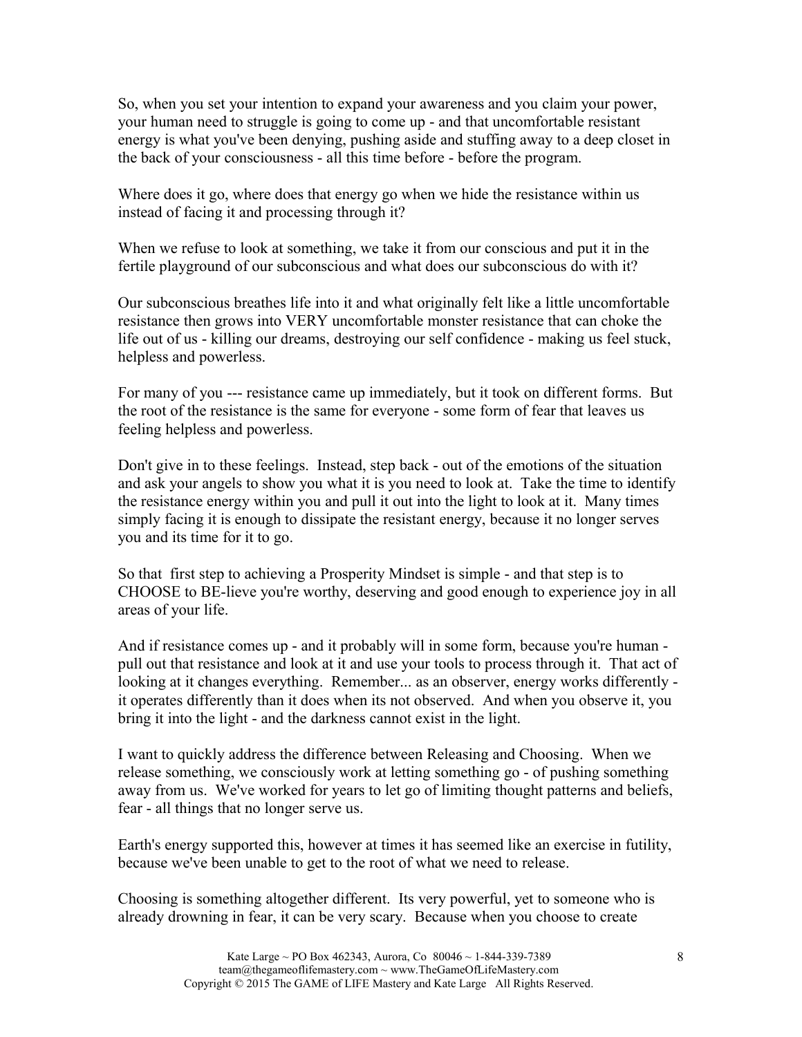So, when you set your intention to expand your awareness and you claim your power, your human need to struggle is going to come up - and that uncomfortable resistant energy is what you've been denying, pushing aside and stuffing away to a deep closet in the back of your consciousness - all this time before - before the program.

Where does it go, where does that energy go when we hide the resistance within us instead of facing it and processing through it?

When we refuse to look at something, we take it from our conscious and put it in the fertile playground of our subconscious and what does our subconscious do with it?

Our subconscious breathes life into it and what originally felt like a little uncomfortable resistance then grows into VERY uncomfortable monster resistance that can choke the life out of us - killing our dreams, destroying our self confidence - making us feel stuck, helpless and powerless.

For many of you --- resistance came up immediately, but it took on different forms. But the root of the resistance is the same for everyone - some form of fear that leaves us feeling helpless and powerless.

Don't give in to these feelings. Instead, step back - out of the emotions of the situation and ask your angels to show you what it is you need to look at. Take the time to identify the resistance energy within you and pull it out into the light to look at it. Many times simply facing it is enough to dissipate the resistant energy, because it no longer serves you and its time for it to go.

So that first step to achieving a Prosperity Mindset is simple - and that step is to CHOOSE to BE-lieve you're worthy, deserving and good enough to experience joy in all areas of your life.

And if resistance comes up - and it probably will in some form, because you're human - pull out that resistance and look at it and use your tools to process through it. That act of looking at it changes everything. Remember... as an observer, energy works differently - it operates differently than it does when its not observed. And when you observe it, you bring it into the light - and the darkness cannot exist in the light.

I want to quickly address the difference between Releasing and Choosing. When we release something, we consciously work at letting something go - of pushing something away from us. We've worked for years to let go of limiting thought patterns and beliefs, fear - all things that no longer serve us.

Earth's energy supported this, however at times it has seemed like an exercise in futility, because we've been unable to get to the root of what we need to release.

Choosing is something altogether different. Its very powerful, yet to someone who is already drowning in fear, it can be very scary. Because when you choose to create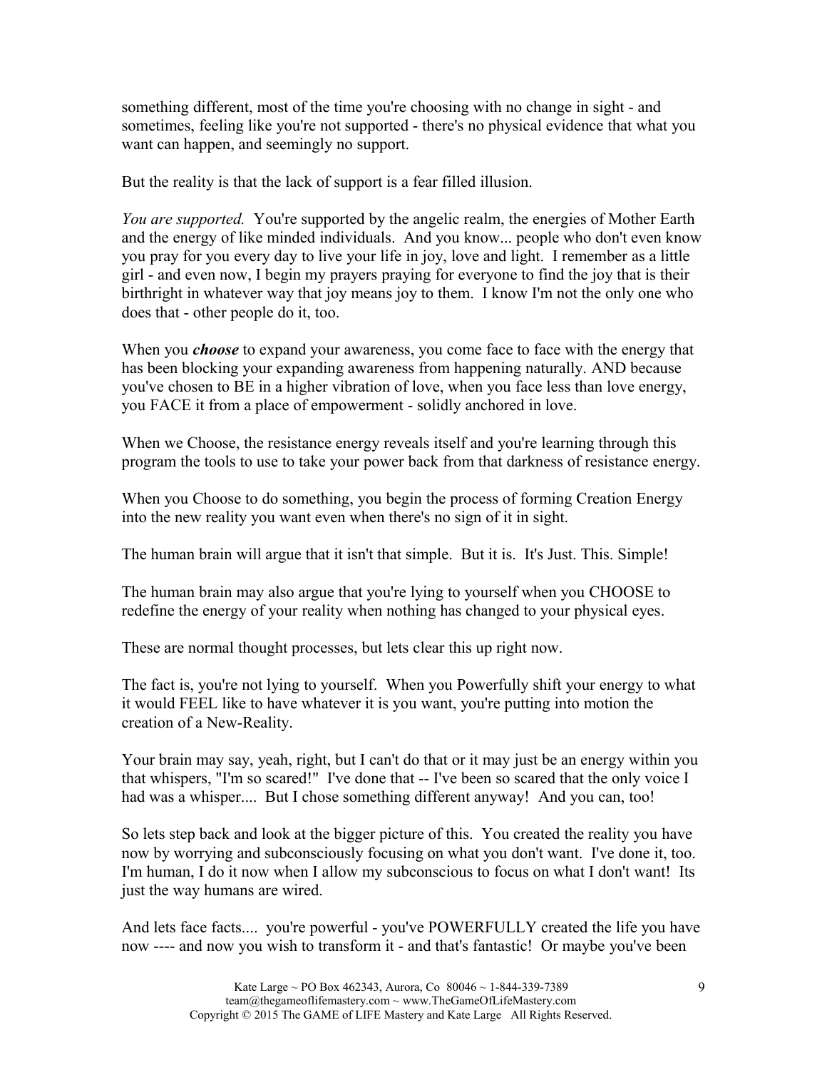something different, most of the time you're choosing with no change in sight - and sometimes, feeling like you're not supported - there's no physical evidence that what you want can happen, and seemingly no support.

But the reality is that the lack of support is a fear filled illusion.

*You are supported.* You're supported by the angelic realm, the energies of Mother Earth and the energy of like minded individuals. And you know... people who don't even know you pray for you every day to live your life in joy, love and light. I remember as a little girl - and even now, I begin my prayers praying for everyone to find the joy that is their birthright in whatever way that joy means joy to them. I know I'm not the only one who does that - other people do it, too.

When you ***choose*** to expand your awareness, you come face to face with the energy that has been blocking your expanding awareness from happening naturally. AND because you've chosen to BE in a higher vibration of love, when you face less than love energy, you FACE it from a place of empowerment - solidly anchored in love.

When we Choose, the resistance energy reveals itself and you're learning through this program the tools to use to take your power back from that darkness of resistance energy.

When you Choose to do something, you begin the process of forming Creation Energy into the new reality you want even when there's no sign of it in sight.

The human brain will argue that it isn't that simple. But it is. It's Just. This. Simple!

The human brain may also argue that you're lying to yourself when you CHOOSE to redefine the energy of your reality when nothing has changed to your physical eyes.

These are normal thought processes, but lets clear this up right now.

The fact is, you're not lying to yourself. When you Powerfully shift your energy to what it would FEEL like to have whatever it is you want, you're putting into motion the creation of a New-Reality.

Your brain may say, yeah, right, but I can't do that or it may just be an energy within you that whispers, "I'm so scared!" I've done that -- I've been so scared that the only voice I had was a whisper.... But I chose something different anyway! And you can, too!

So lets step back and look at the bigger picture of this. You created the reality you have now by worrying and subconsciously focusing on what you don't want. I've done it, too. I'm human, I do it now when I allow my subconscious to focus on what I don't want! Its just the way humans are wired.

And lets face facts.... you're powerful - you've POWERFULLY created the life you have now ---- and now you wish to transform it - and that's fantastic! Or maybe you've been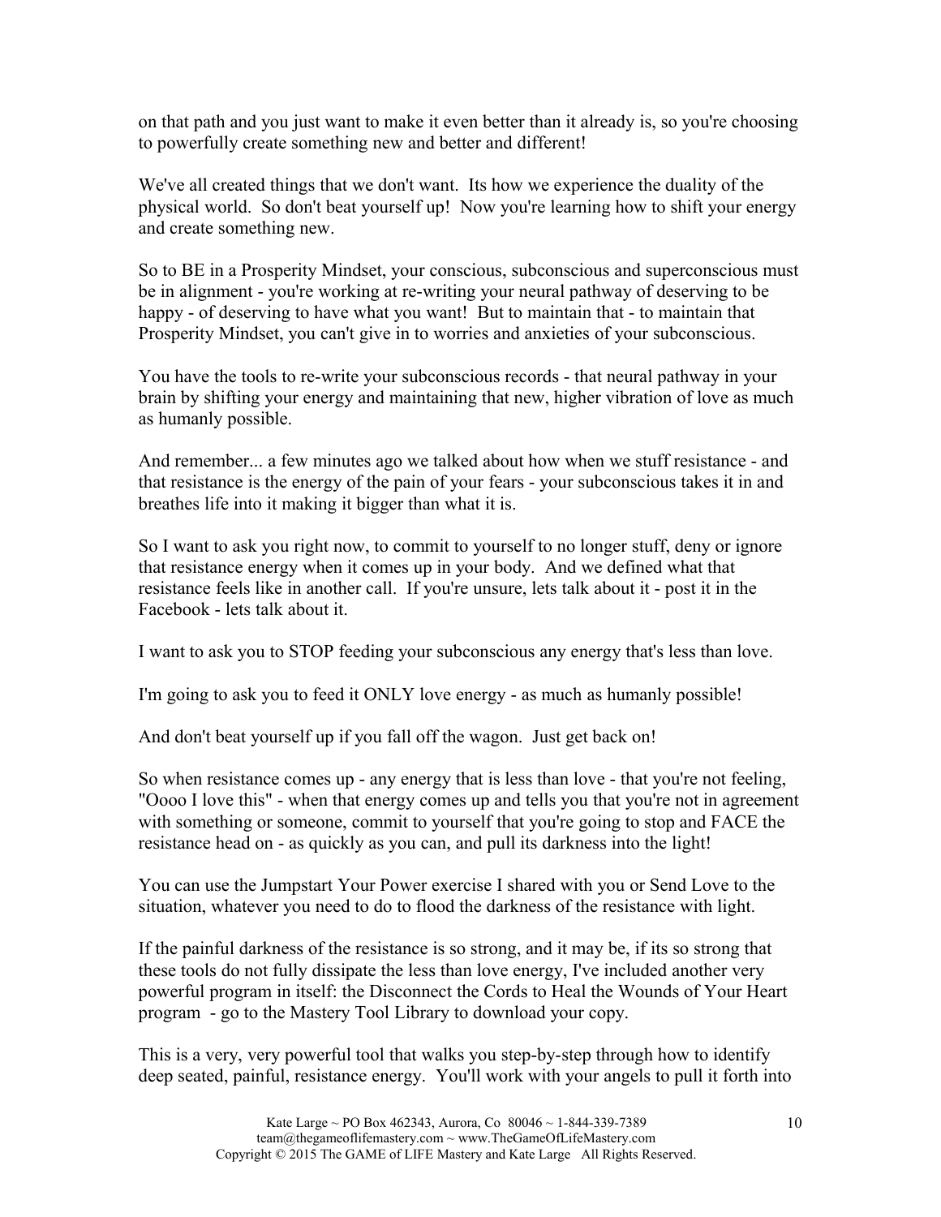on that path and you just want to make it even better than it already is, so you're choosing to powerfully create something new and better and different!

We've all created things that we don't want. Its how we experience the duality of the physical world. So don't beat yourself up! Now you're learning how to shift your energy and create something new.

So to BE in a Prosperity Mindset, your conscious, subconscious and superconscious must be in alignment - you're working at re-writing your neural pathway of deserving to be happy - of deserving to have what you want! But to maintain that - to maintain that Prosperity Mindset, you can't give in to worries and anxieties of your subconscious.

You have the tools to re-write your subconscious records - that neural pathway in your brain by shifting your energy and maintaining that new, higher vibration of love as much as humanly possible.

And remember... a few minutes ago we talked about how when we stuff resistance - and that resistance is the energy of the pain of your fears - your subconscious takes it in and breathes life into it making it bigger than what it is.

So I want to ask you right now, to commit to yourself to no longer stuff, deny or ignore that resistance energy when it comes up in your body. And we defined what that resistance feels like in another call. If you're unsure, lets talk about it - post it in the Facebook - lets talk about it.

I want to ask you to STOP feeding your subconscious any energy that's less than love.

I'm going to ask you to feed it ONLY love energy - as much as humanly possible!

And don't beat yourself up if you fall off the wagon. Just get back on!

So when resistance comes up - any energy that is less than love - that you're not feeling, "Oooo I love this" - when that energy comes up and tells you that you're not in agreement with something or someone, commit to yourself that you're going to stop and FACE the resistance head on - as quickly as you can, and pull its darkness into the light!

You can use the Jumpstart Your Power exercise I shared with you or Send Love to the situation, whatever you need to do to flood the darkness of the resistance with light.

If the painful darkness of the resistance is so strong, and it may be, if its so strong that these tools do not fully dissipate the less than love energy, I've included another very powerful program in itself: the Disconnect the Cords to Heal the Wounds of Your Heart program - go to the Mastery Tool Library to download your copy.

This is a very, very powerful tool that walks you step-by-step through how to identify deep seated, painful, resistance energy. You'll work with your angels to pull it forth into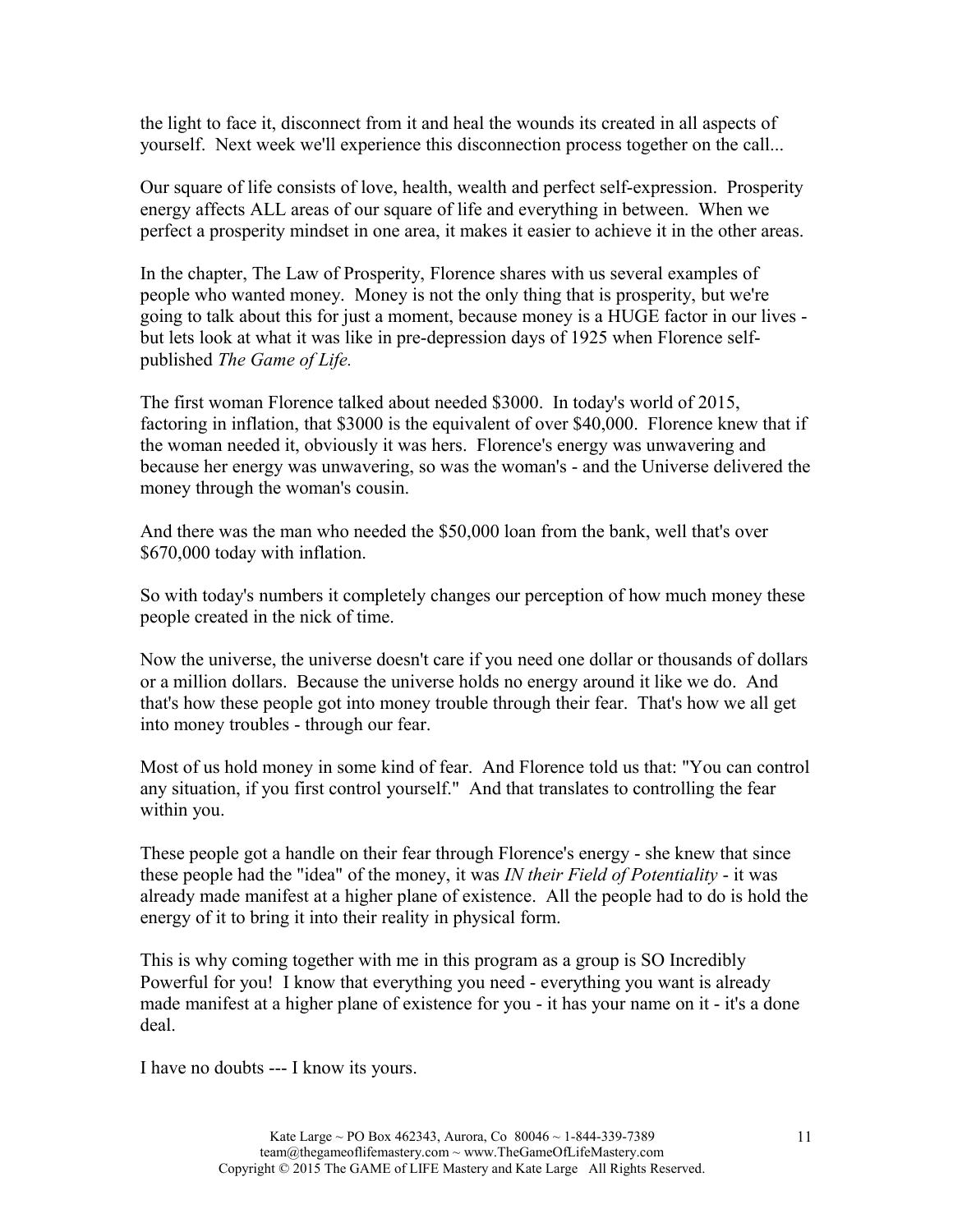the light to face it, disconnect from it and heal the wounds its created in all aspects of yourself. Next week we'll experience this disconnection process together on the call...

Our square of life consists of love, health, wealth and perfect self-expression. Prosperity energy affects ALL areas of our square of life and everything in between. When we perfect a prosperity mindset in one area, it makes it easier to achieve it in the other areas.

In the chapter, The Law of Prosperity, Florence shares with us several examples of people who wanted money. Money is not the only thing that is prosperity, but we're going to talk about this for just a moment, because money is a HUGE factor in our lives - but lets look at what it was like in pre-depression days of 1925 when Florence self-published *The Game of Life.*

The first woman Florence talked about needed $3000. In today's world of 2015, factoring in inflation, that $3000 is the equivalent of over $40,000. Florence knew that if the woman needed it, obviously it was hers. Florence's energy was unwavering and because her energy was unwavering, so was the woman's - and the Universe delivered the money through the woman's cousin.

And there was the man who needed the $50,000 loan from the bank, well that's over $670,000 today with inflation.

So with today's numbers it completely changes our perception of how much money these people created in the nick of time.

Now the universe, the universe doesn't care if you need one dollar or thousands of dollars or a million dollars. Because the universe holds no energy around it like we do. And that's how these people got into money trouble through their fear. That's how we all get into money troubles - through our fear.

Most of us hold money in some kind of fear. And Florence told us that: "You can control any situation, if you first control yourself." And that translates to controlling the fear within you.

These people got a handle on their fear through Florence's energy - she knew that since these people had the "idea" of the money, it was *IN their Field of Potentiality* - it was already made manifest at a higher plane of existence. All the people had to do is hold the energy of it to bring it into their reality in physical form.

This is why coming together with me in this program as a group is SO Incredibly Powerful for you! I know that everything you need - everything you want is already made manifest at a higher plane of existence for you - it has your name on it - it's a done deal.

I have no doubts --- I know its yours.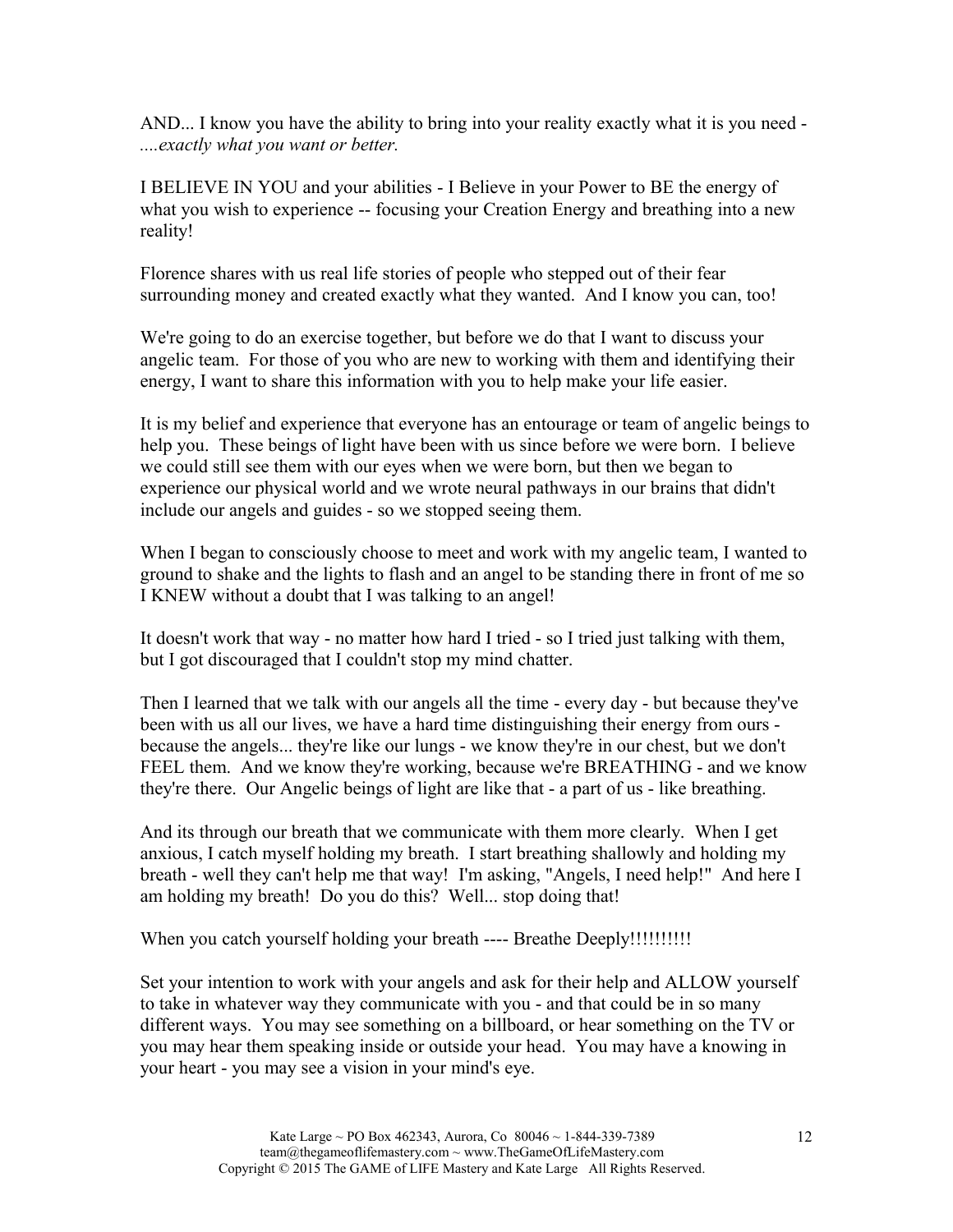AND... I know you have the ability to bring into your reality exactly what it is you need - *....exactly what you want or better.*

I BELIEVE IN YOU and your abilities - I Believe in your Power to BE the energy of what you wish to experience -- focusing your Creation Energy and breathing into a new reality!

Florence shares with us real life stories of people who stepped out of their fear surrounding money and created exactly what they wanted. And I know you can, too!

We're going to do an exercise together, but before we do that I want to discuss your angelic team. For those of you who are new to working with them and identifying their energy, I want to share this information with you to help make your life easier.

It is my belief and experience that everyone has an entourage or team of angelic beings to help you. These beings of light have been with us since before we were born. I believe we could still see them with our eyes when we were born, but then we began to experience our physical world and we wrote neural pathways in our brains that didn't include our angels and guides - so we stopped seeing them.

When I began to consciously choose to meet and work with my angelic team, I wanted to ground to shake and the lights to flash and an angel to be standing there in front of me so I KNEW without a doubt that I was talking to an angel!

It doesn't work that way - no matter how hard I tried - so I tried just talking with them, but I got discouraged that I couldn't stop my mind chatter.

Then I learned that we talk with our angels all the time - every day - but because they've been with us all our lives, we have a hard time distinguishing their energy from ours - because the angels... they're like our lungs - we know they're in our chest, but we don't FEEL them. And we know they're working, because we're BREATHING - and we know they're there. Our Angelic beings of light are like that - a part of us - like breathing.

And its through our breath that we communicate with them more clearly. When I get anxious, I catch myself holding my breath. I start breathing shallowly and holding my breath - well they can't help me that way! I'm asking, "Angels, I need help!" And here I am holding my breath! Do you do this? Well... stop doing that!

When you catch yourself holding your breath ---- Breathe Deeply!!!!!!!!!!

Set your intention to work with your angels and ask for their help and ALLOW yourself to take in whatever way they communicate with you - and that could be in so many different ways. You may see something on a billboard, or hear something on the TV or you may hear them speaking inside or outside your head. You may have a knowing in your heart - you may see a vision in your mind's eye.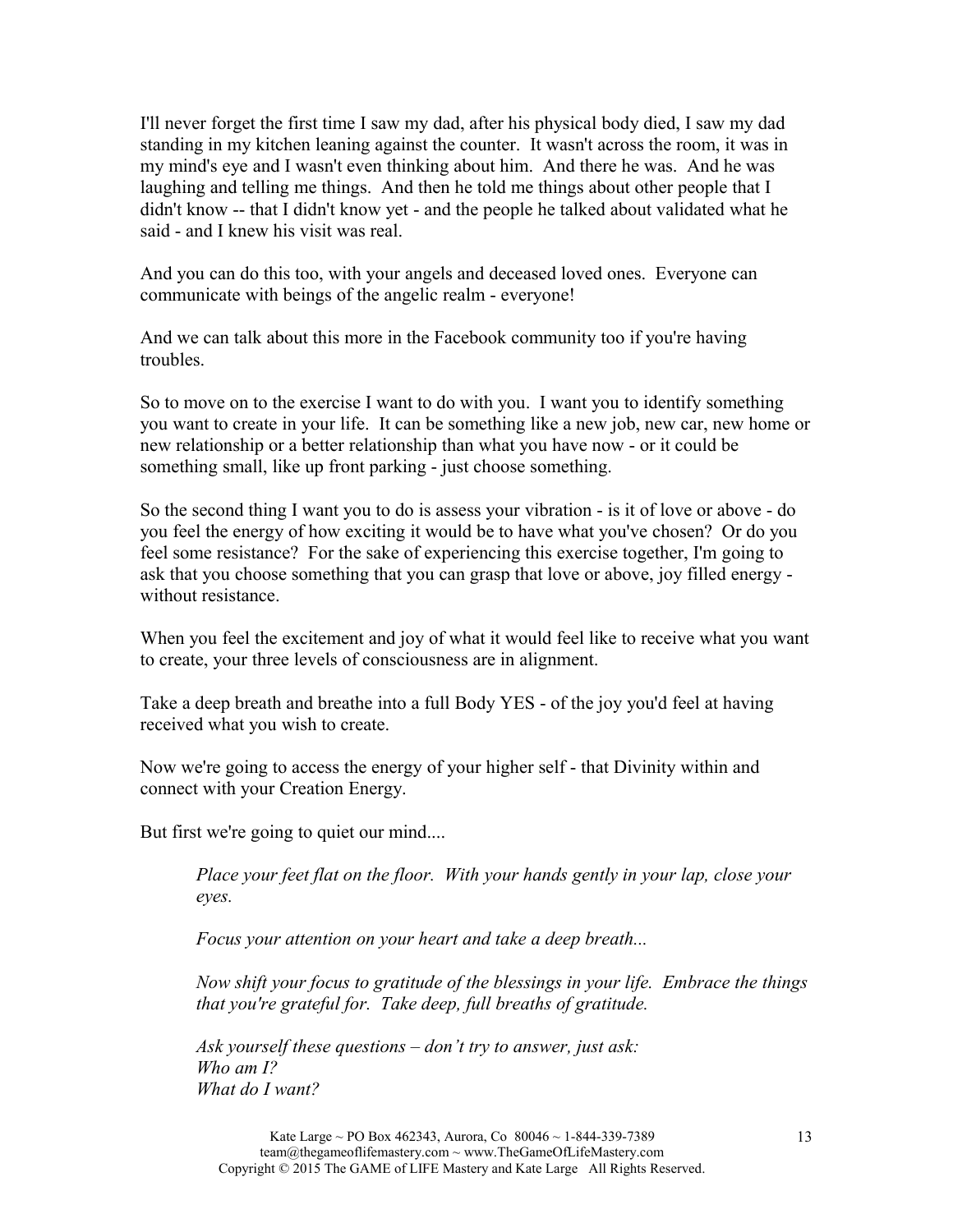I'll never forget the first time I saw my dad, after his physical body died, I saw my dad standing in my kitchen leaning against the counter. It wasn't across the room, it was in my mind's eye and I wasn't even thinking about him. And there he was. And he was laughing and telling me things. And then he told me things about other people that I didn't know -- that I didn't know yet - and the people he talked about validated what he said - and I knew his visit was real.

And you can do this too, with your angels and deceased loved ones. Everyone can communicate with beings of the angelic realm - everyone!

And we can talk about this more in the Facebook community too if you're having troubles.

So to move on to the exercise I want to do with you. I want you to identify something you want to create in your life. It can be something like a new job, new car, new home or new relationship or a better relationship than what you have now - or it could be something small, like up front parking - just choose something.

So the second thing I want you to do is assess your vibration - is it of love or above - do you feel the energy of how exciting it would be to have what you've chosen? Or do you feel some resistance? For the sake of experiencing this exercise together, I'm going to ask that you choose something that you can grasp that love or above, joy filled energy - without resistance.

When you feel the excitement and joy of what it would feel like to receive what you want to create, your three levels of consciousness are in alignment.

Take a deep breath and breathe into a full Body YES - of the joy you'd feel at having received what you wish to create.

Now we're going to access the energy of your higher self - that Divinity within and connect with your Creation Energy.

But first we're going to quiet our mind....

> *Place your feet flat on the floor. With your hands gently in your lap, close your eyes.*
>
> *Focus your attention on your heart and take a deep breath...*
>
> *Now shift your focus to gratitude of the blessings in your life. Embrace the things that you're grateful for. Take deep, full breaths of gratitude.*
>
> *Ask yourself these questions – don't try to answer, just ask:*
> *Who am I?*
> *What do I want?*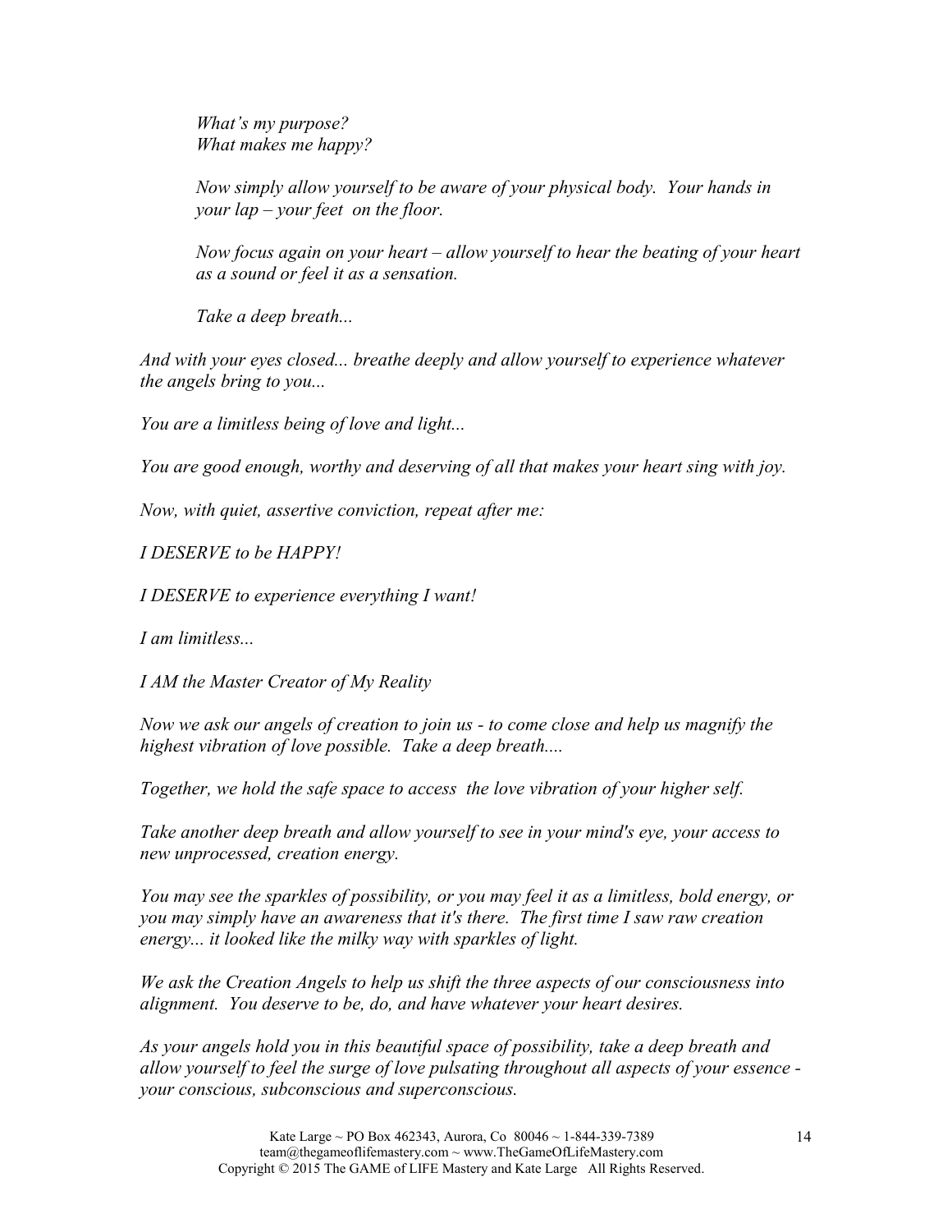*What's my purpose?*
*What makes me happy?*

*Now simply allow yourself to be aware of your physical body. Your hands in your lap – your feet on the floor.*

*Now focus again on your heart – allow yourself to hear the beating of your heart as a sound or feel it as a sensation.*

*Take a deep breath...*

*And with your eyes closed... breathe deeply and allow yourself to experience whatever the angels bring to you...*

*You are a limitless being of love and light...*

*You are good enough, worthy and deserving of all that makes your heart sing with joy.*

*Now, with quiet, assertive conviction, repeat after me:*

*I DESERVE to be HAPPY!*

*I DESERVE to experience everything I want!*

*I am limitless...*

*I AM the Master Creator of My Reality*

*Now we ask our angels of creation to join us - to come close and help us magnify the highest vibration of love possible. Take a deep breath....*

*Together, we hold the safe space to access the love vibration of your higher self.*

*Take another deep breath and allow yourself to see in your mind's eye, your access to new unprocessed, creation energy.*

*You may see the sparkles of possibility, or you may feel it as a limitless, bold energy, or you may simply have an awareness that it's there. The first time I saw raw creation energy... it looked like the milky way with sparkles of light.*

*We ask the Creation Angels to help us shift the three aspects of our consciousness into alignment. You deserve to be, do, and have whatever your heart desires.*

*As your angels hold you in this beautiful space of possibility, take a deep breath and allow yourself to feel the surge of love pulsating throughout all aspects of your essence - your conscious, subconscious and superconscious.*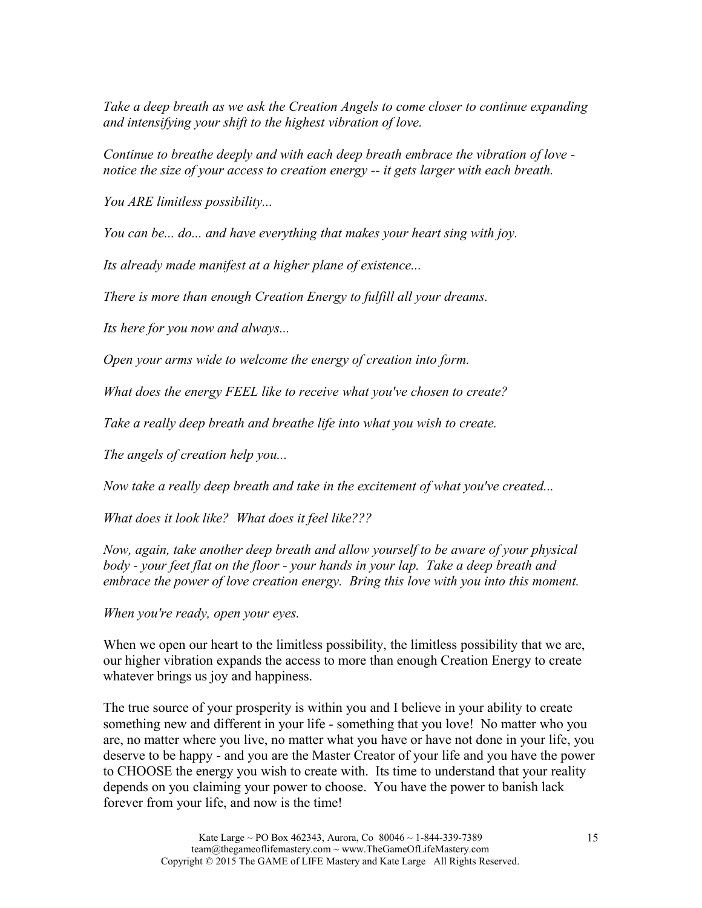*Take a deep breath as we ask the Creation Angels to come closer to continue expanding and intensifying your shift to the highest vibration of love.*

*Continue to breathe deeply and with each deep breath embrace the vibration of love - notice the size of your access to creation energy -- it gets larger with each breath.*

*You ARE limitless possibility...*

*You can be... do... and have everything that makes your heart sing with joy.*

*Its already made manifest at a higher plane of existence...*

*There is more than enough Creation Energy to fulfill all your dreams.*

*Its here for you now and always...*

*Open your arms wide to welcome the energy of creation into form.*

*What does the energy FEEL like to receive what you've chosen to create?*

*Take a really deep breath and breathe life into what you wish to create.*

*The angels of creation help you...*

*Now take a really deep breath and take in the excitement of what you've created...*

*What does it look like? What does it feel like???*

*Now, again, take another deep breath and allow yourself to be aware of your physical body - your feet flat on the floor - your hands in your lap. Take a deep breath and embrace the power of love creation energy. Bring this love with you into this moment.*

*When you're ready, open your eyes.*

When we open our heart to the limitless possibility, the limitless possibility that we are, our higher vibration expands the access to more than enough Creation Energy to create whatever brings us joy and happiness.

The true source of your prosperity is within you and I believe in your ability to create something new and different in your life - something that you love! No matter who you are, no matter where you live, no matter what you have or have not done in your life, you deserve to be happy - and you are the Master Creator of your life and you have the power to CHOOSE the energy you wish to create with. Its time to understand that your reality depends on you claiming your power to choose. You have the power to banish lack forever from your life, and now is the time!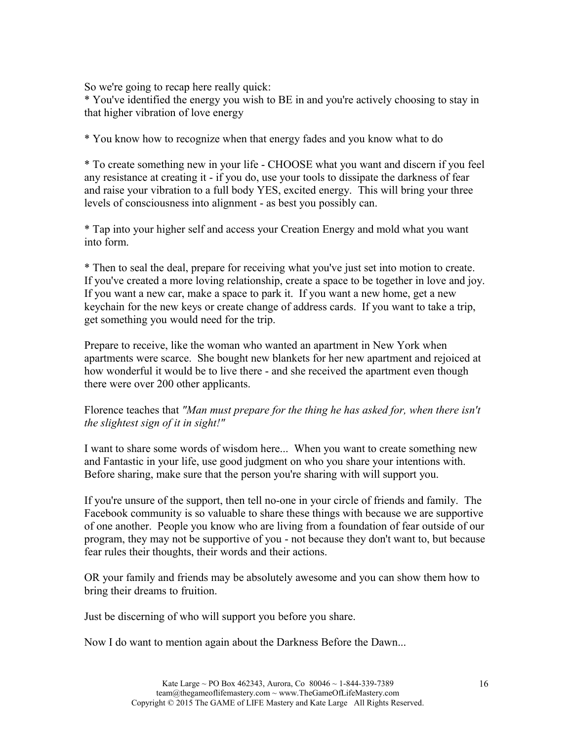So we're going to recap here really quick:

* You've identified the energy you wish to BE in and you're actively choosing to stay in that higher vibration of love energy

* You know how to recognize when that energy fades and you know what to do

* To create something new in your life - CHOOSE what you want and discern if you feel any resistance at creating it - if you do, use your tools to dissipate the darkness of fear and raise your vibration to a full body YES, excited energy. This will bring your three levels of consciousness into alignment - as best you possibly can.

* Tap into your higher self and access your Creation Energy and mold what you want into form.

* Then to seal the deal, prepare for receiving what you've just set into motion to create. If you've created a more loving relationship, create a space to be together in love and joy. If you want a new car, make a space to park it. If you want a new home, get a new keychain for the new keys or create change of address cards. If you want to take a trip, get something you would need for the trip.

Prepare to receive, like the woman who wanted an apartment in New York when apartments were scarce. She bought new blankets for her new apartment and rejoiced at how wonderful it would be to live there - and she received the apartment even though there were over 200 other applicants.

Florence teaches that *"Man must prepare for the thing he has asked for, when there isn't the slightest sign of it in sight!"*

I want to share some words of wisdom here... When you want to create something new and Fantastic in your life, use good judgment on who you share your intentions with. Before sharing, make sure that the person you're sharing with will support you.

If you're unsure of the support, then tell no-one in your circle of friends and family. The Facebook community is so valuable to share these things with because we are supportive of one another. People you know who are living from a foundation of fear outside of our program, they may not be supportive of you - not because they don't want to, but because fear rules their thoughts, their words and their actions.

OR your family and friends may be absolutely awesome and you can show them how to bring their dreams to fruition.

Just be discerning of who will support you before you share.

Now I do want to mention again about the Darkness Before the Dawn...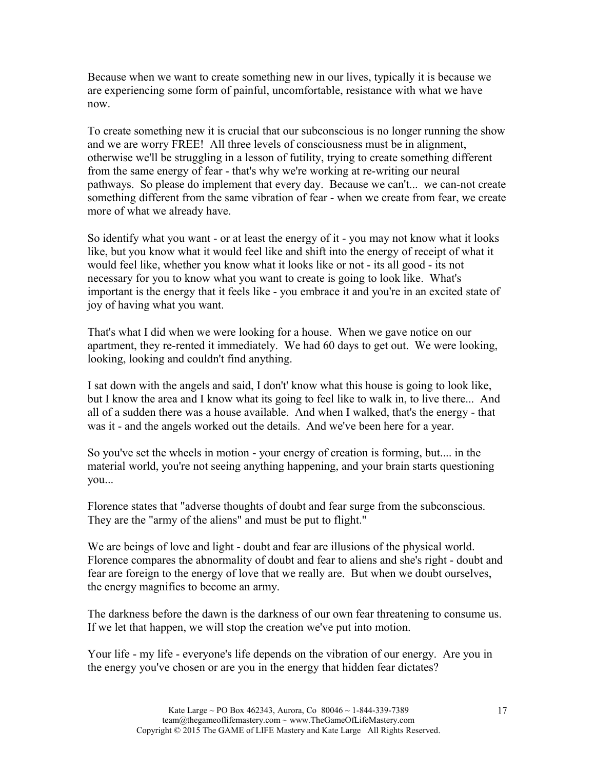Because when we want to create something new in our lives, typically it is because we are experiencing some form of painful, uncomfortable, resistance with what we have now.

To create something new it is crucial that our subconscious is no longer running the show and we are worry FREE! All three levels of consciousness must be in alignment, otherwise we'll be struggling in a lesson of futility, trying to create something different from the same energy of fear - that's why we're working at re-writing our neural pathways. So please do implement that every day. Because we can't... we can-not create something different from the same vibration of fear - when we create from fear, we create more of what we already have.

So identify what you want - or at least the energy of it - you may not know what it looks like, but you know what it would feel like and shift into the energy of receipt of what it would feel like, whether you know what it looks like or not - its all good - its not necessary for you to know what you want to create is going to look like. What's important is the energy that it feels like - you embrace it and you're in an excited state of joy of having what you want.

That's what I did when we were looking for a house. When we gave notice on our apartment, they re-rented it immediately. We had 60 days to get out. We were looking, looking, looking and couldn't find anything.

I sat down with the angels and said, I don't' know what this house is going to look like, but I know the area and I know what its going to feel like to walk in, to live there... And all of a sudden there was a house available. And when I walked, that's the energy - that was it - and the angels worked out the details. And we've been here for a year.

So you've set the wheels in motion - your energy of creation is forming, but.... in the material world, you're not seeing anything happening, and your brain starts questioning you...

Florence states that "adverse thoughts of doubt and fear surge from the subconscious. They are the "army of the aliens" and must be put to flight."

We are beings of love and light - doubt and fear are illusions of the physical world. Florence compares the abnormality of doubt and fear to aliens and she's right - doubt and fear are foreign to the energy of love that we really are. But when we doubt ourselves, the energy magnifies to become an army.

The darkness before the dawn is the darkness of our own fear threatening to consume us. If we let that happen, we will stop the creation we've put into motion.

Your life - my life - everyone's life depends on the vibration of our energy. Are you in the energy you've chosen or are you in the energy that hidden fear dictates?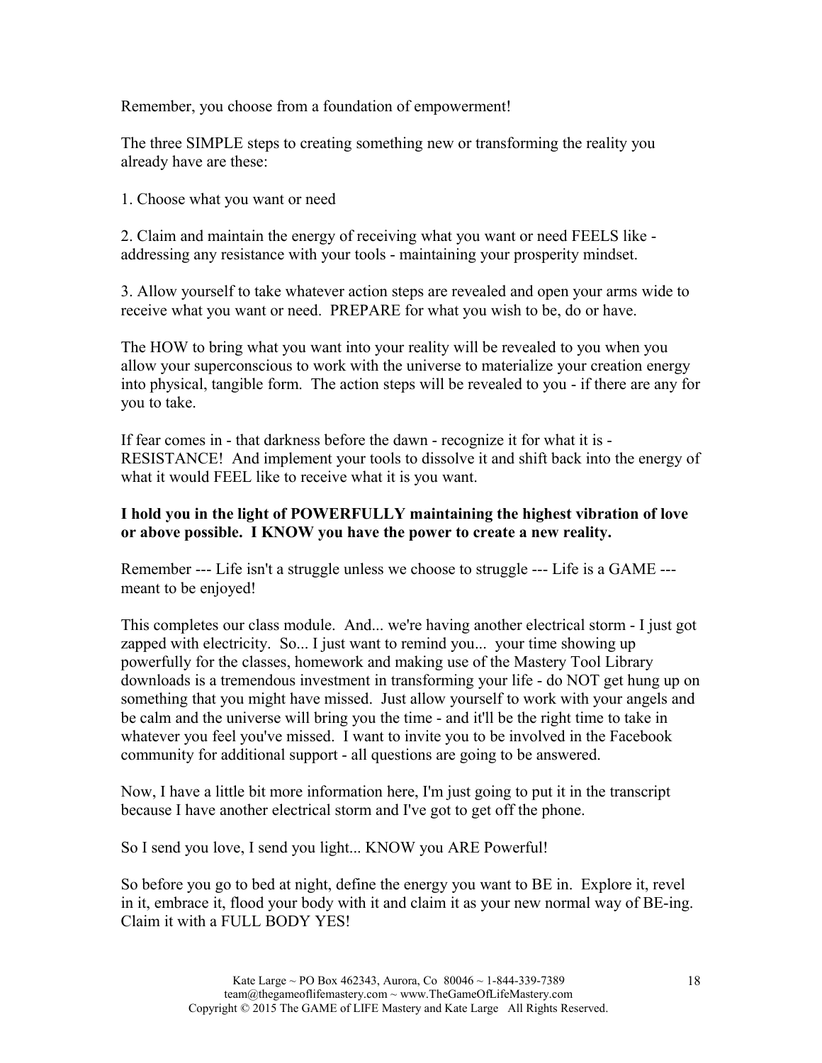Remember, you choose from a foundation of empowerment!

The three SIMPLE steps to creating something new or transforming the reality you already have are these:

1. Choose what you want or need

2. Claim and maintain the energy of receiving what you want or need FEELS like - addressing any resistance with your tools - maintaining your prosperity mindset.

3. Allow yourself to take whatever action steps are revealed and open your arms wide to receive what you want or need. PREPARE for what you wish to be, do or have.

The HOW to bring what you want into your reality will be revealed to you when you allow your superconscious to work with the universe to materialize your creation energy into physical, tangible form. The action steps will be revealed to you - if there are any for you to take.

If fear comes in - that darkness before the dawn - recognize it for what it is - RESISTANCE! And implement your tools to dissolve it and shift back into the energy of what it would FEEL like to receive what it is you want.

**I hold you in the light of POWERFULLY maintaining the highest vibration of love or above possible. I KNOW you have the power to create a new reality.**

Remember --- Life isn't a struggle unless we choose to struggle --- Life is a GAME --- meant to be enjoyed!

This completes our class module. And... we're having another electrical storm - I just got zapped with electricity. So... I just want to remind you... your time showing up powerfully for the classes, homework and making use of the Mastery Tool Library downloads is a tremendous investment in transforming your life - do NOT get hung up on something that you might have missed. Just allow yourself to work with your angels and be calm and the universe will bring you the time - and it'll be the right time to take in whatever you feel you've missed. I want to invite you to be involved in the Facebook community for additional support - all questions are going to be answered.

Now, I have a little bit more information here, I'm just going to put it in the transcript because I have another electrical storm and I've got to get off the phone.

So I send you love, I send you light... KNOW you ARE Powerful!

So before you go to bed at night, define the energy you want to BE in. Explore it, revel in it, embrace it, flood your body with it and claim it as your new normal way of BE-ing. Claim it with a FULL BODY YES!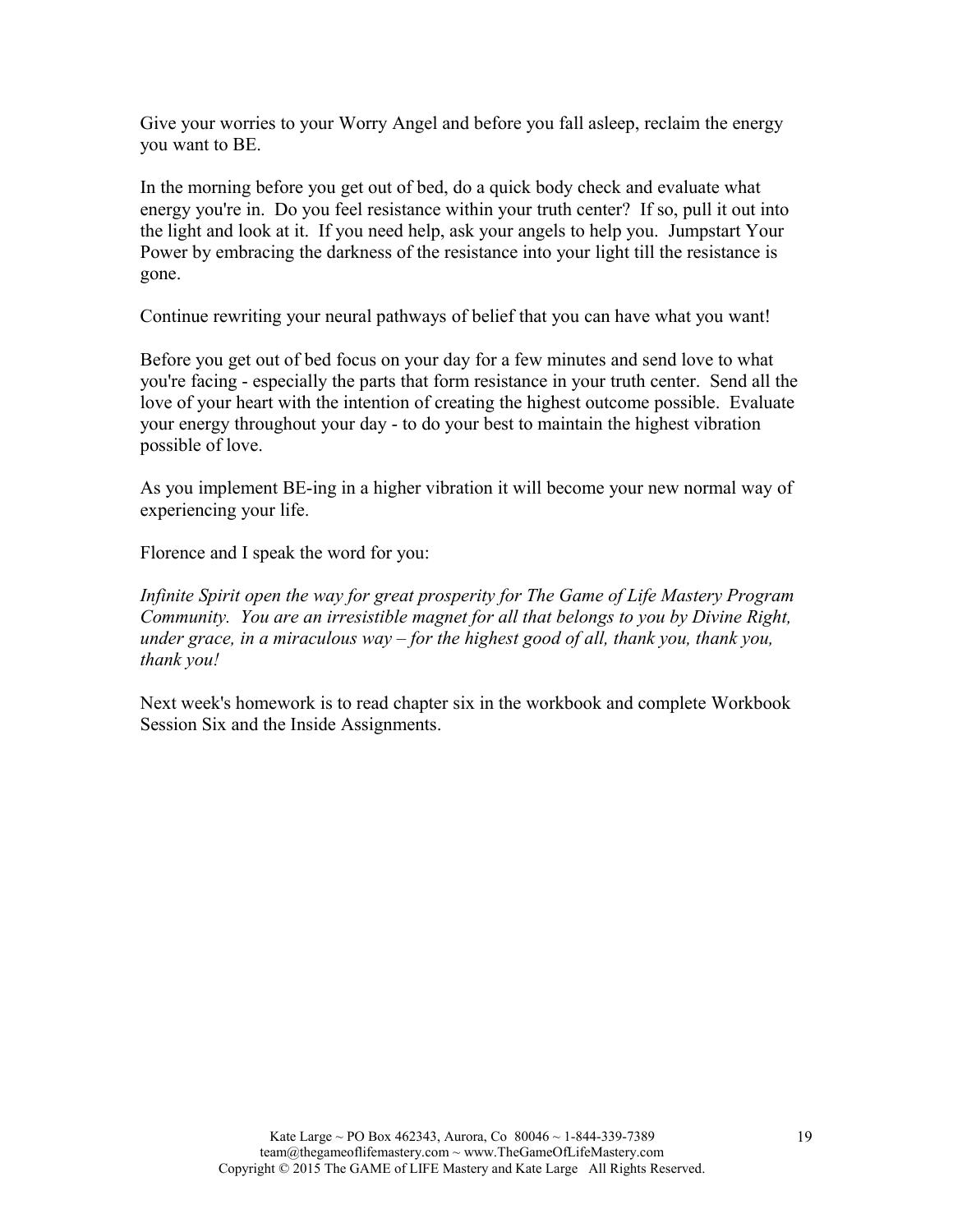Give your worries to your Worry Angel and before you fall asleep, reclaim the energy you want to BE.

In the morning before you get out of bed, do a quick body check and evaluate what energy you're in. Do you feel resistance within your truth center? If so, pull it out into the light and look at it. If you need help, ask your angels to help you. Jumpstart Your Power by embracing the darkness of the resistance into your light till the resistance is gone.

Continue rewriting your neural pathways of belief that you can have what you want!

Before you get out of bed focus on your day for a few minutes and send love to what you're facing - especially the parts that form resistance in your truth center. Send all the love of your heart with the intention of creating the highest outcome possible. Evaluate your energy throughout your day - to do your best to maintain the highest vibration possible of love.

As you implement BE-ing in a higher vibration it will become your new normal way of experiencing your life.

Florence and I speak the word for you:

*Infinite Spirit open the way for great prosperity for The Game of Life Mastery Program Community. You are an irresistible magnet for all that belongs to you by Divine Right, under grace, in a miraculous way – for the highest good of all, thank you, thank you, thank you!*

Next week's homework is to read chapter six in the workbook and complete Workbook Session Six and the Inside Assignments.